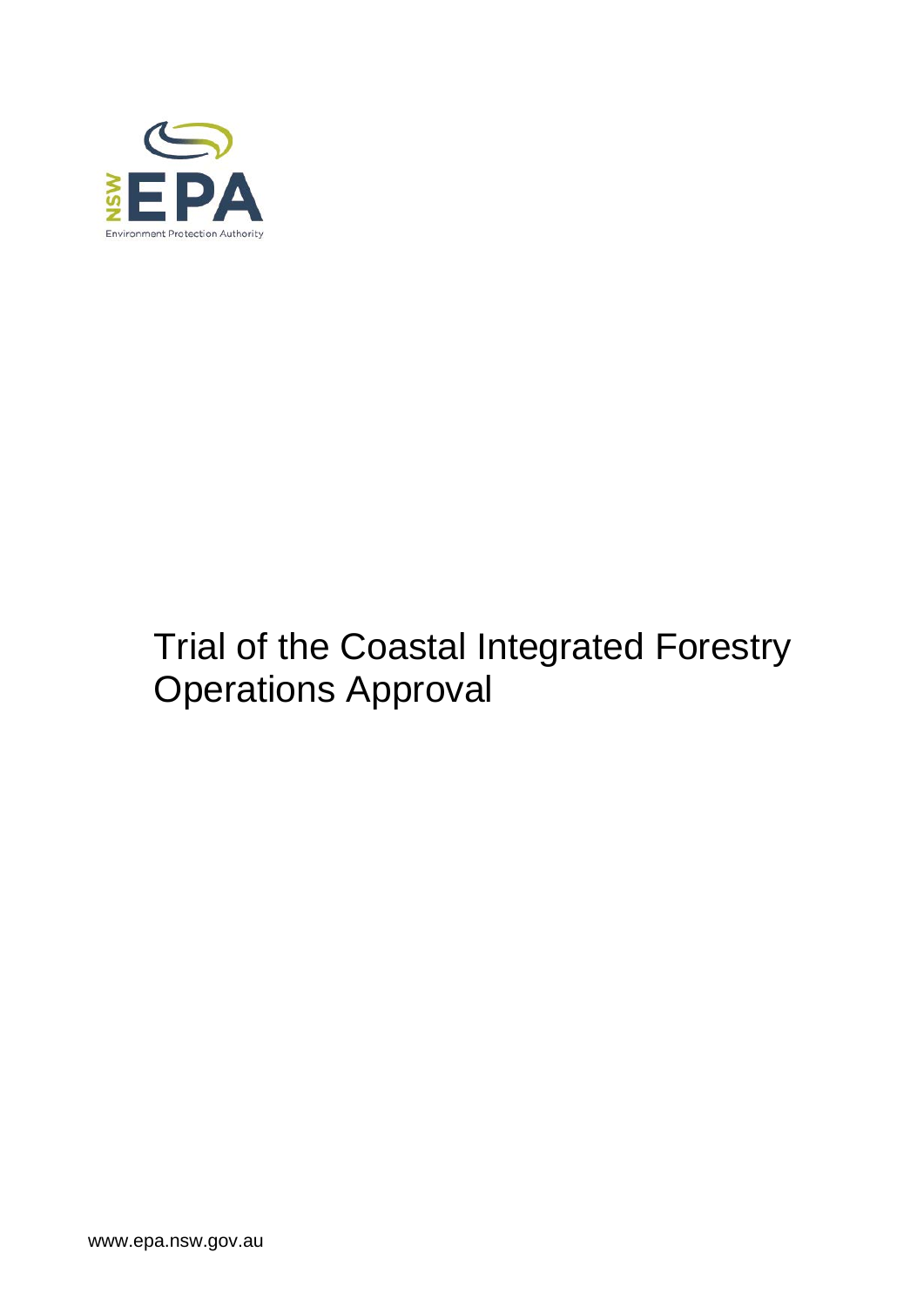NSW EPA

Environment Protection Authority

# Trial of the Coastal Integrated Forestry Operations Approval

www.epa.nsw.gov.au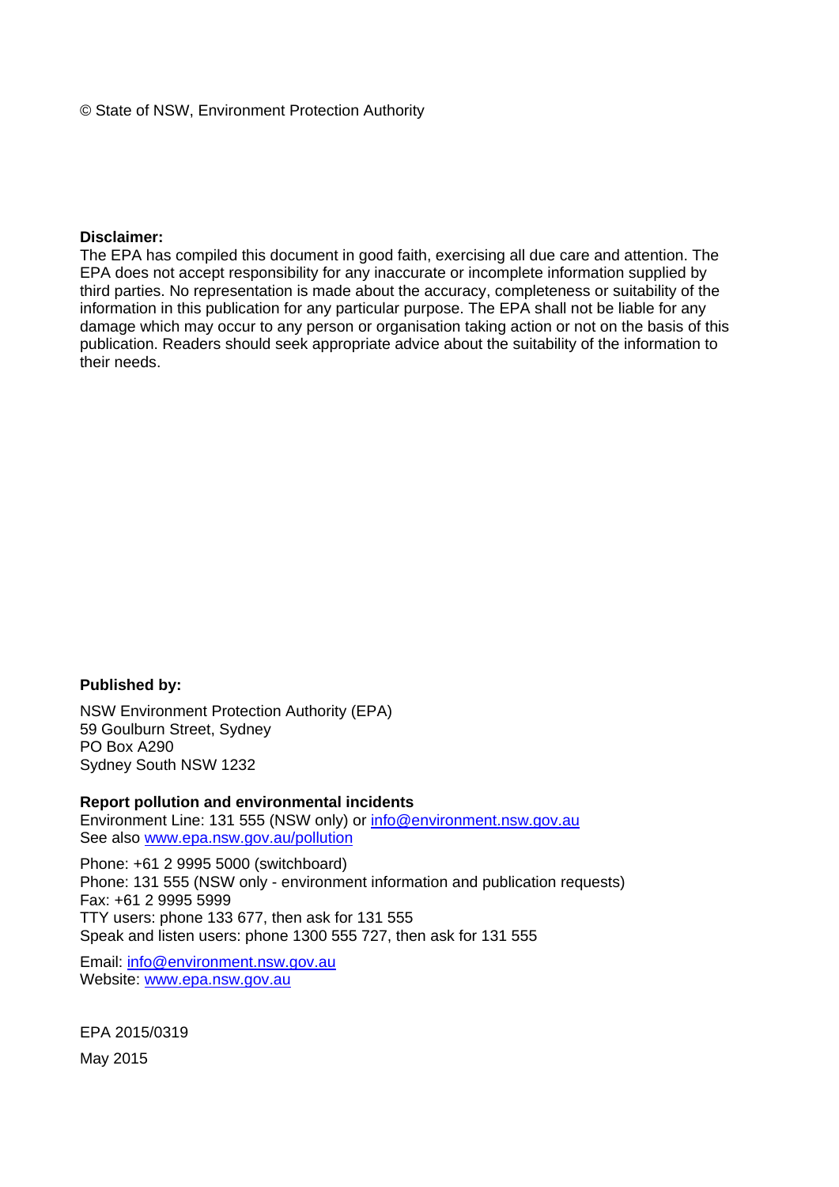© State of NSW, Environment Protection Authority

**Disclaimer:**
The EPA has compiled this document in good faith, exercising all due care and attention. The EPA does not accept responsibility for any inaccurate or incomplete information supplied by third parties. No representation is made about the accuracy, completeness or suitability of the information in this publication for any particular purpose. The EPA shall not be liable for any damage which may occur to any person or organisation taking action or not on the basis of this publication. Readers should seek appropriate advice about the suitability of the information to their needs.

**Published by:**

NSW Environment Protection Authority (EPA)
59 Goulburn Street, Sydney
PO Box A290
Sydney South NSW 1232

**Report pollution and environmental incidents**
Environment Line: 131 555 (NSW only) or info@environment.nsw.gov.au
See also www.epa.nsw.gov.au/pollution

Phone: +61 2 9995 5000 (switchboard)
Phone: 131 555 (NSW only - environment information and publication requests)
Fax: +61 2 9995 5999
TTY users: phone 133 677, then ask for 131 555
Speak and listen users: phone 1300 555 727, then ask for 131 555

Email: info@environment.nsw.gov.au
Website: www.epa.nsw.gov.au

EPA 2015/0319

May 2015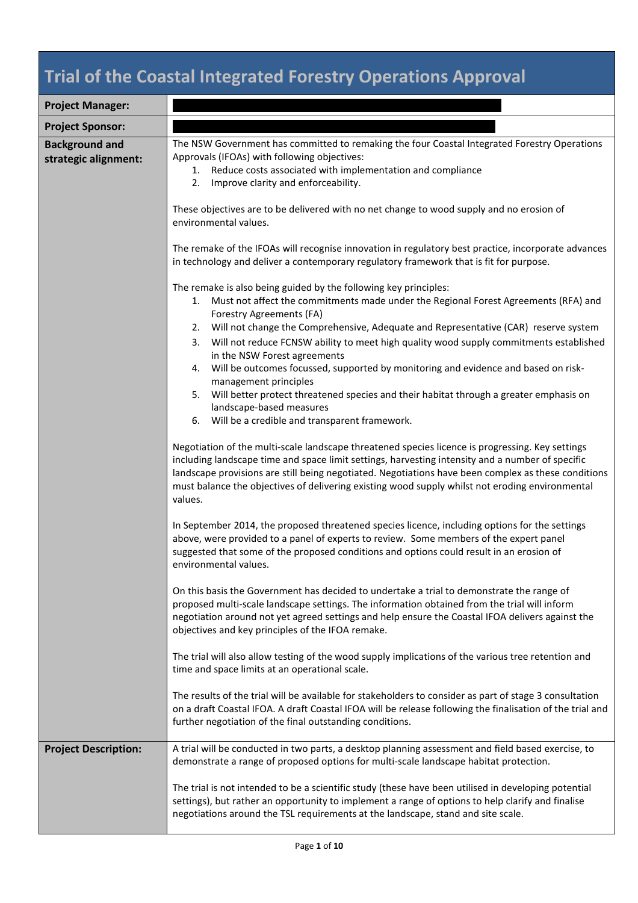# Trial of the Coastal Integrated Forestry Operations Approval

| | |
|---|---|
| **Project Manager:** | |
| **Project Sponsor:** | |
| **Background and strategic alignment:** | The NSW Government has committed to remaking the four Coastal Integrated Forestry Operations Approvals (IFOAs) with following objectives:<br>1. Reduce costs associated with implementation and compliance<br>2. Improve clarity and enforceability.<br><br>These objectives are to be delivered with no net change to wood supply and no erosion of environmental values.<br><br>The remake of the IFOAs will recognise innovation in regulatory best practice, incorporate advances in technology and deliver a contemporary regulatory framework that is fit for purpose.<br><br>The remake is also being guided by the following key principles:<br>1. Must not affect the commitments made under the Regional Forest Agreements (RFA) and Forestry Agreements (FA)<br>2. Will not change the Comprehensive, Adequate and Representative (CAR) reserve system<br>3. Will not reduce FCNSW ability to meet high quality wood supply commitments established in the NSW Forest agreements<br>4. Will be outcomes focussed, supported by monitoring and evidence and based on risk-management principles<br>5. Will better protect threatened species and their habitat through a greater emphasis on landscape-based measures<br>6. Will be a credible and transparent framework.<br><br>Negotiation of the multi-scale landscape threatened species licence is progressing. Key settings including landscape time and space limit settings, harvesting intensity and a number of specific landscape provisions are still being negotiated. Negotiations have been complex as these conditions must balance the objectives of delivering existing wood supply whilst not eroding environmental values.<br><br>In September 2014, the proposed threatened species licence, including options for the settings above, were provided to a panel of experts to review. Some members of the expert panel suggested that some of the proposed conditions and options could result in an erosion of environmental values.<br><br>On this basis the Government has decided to undertake a trial to demonstrate the range of proposed multi-scale landscape settings. The information obtained from the trial will inform negotiation around not yet agreed settings and help ensure the Coastal IFOA delivers against the objectives and key principles of the IFOA remake.<br><br>The trial will also allow testing of the wood supply implications of the various tree retention and time and space limits at an operational scale.<br><br>The results of the trial will be available for stakeholders to consider as part of stage 3 consultation on a draft Coastal IFOA. A draft Coastal IFOA will be release following the finalisation of the trial and further negotiation of the final outstanding conditions. |
| **Project Description:** | A trial will be conducted in two parts, a desktop planning assessment and field based exercise, to demonstrate a range of proposed options for multi-scale landscape habitat protection.<br><br>The trial is not intended to be a scientific study (these have been utilised in developing potential settings), but rather an opportunity to implement a range of options to help clarify and finalise negotiations around the TSL requirements at the landscape, stand and site scale. |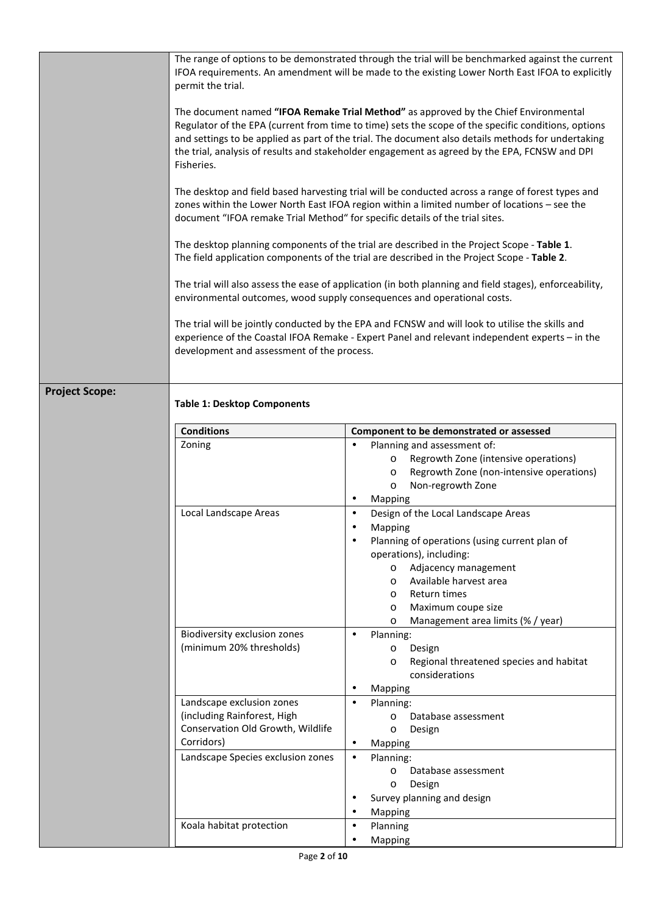The range of options to be demonstrated through the trial will be benchmarked against the current IFOA requirements. An amendment will be made to the existing Lower North East IFOA to explicitly permit the trial.

The document named **"IFOA Remake Trial Method"** as approved by the Chief Environmental Regulator of the EPA (current from time to time) sets the scope of the specific conditions, options and settings to be applied as part of the trial. The document also details methods for undertaking the trial, analysis of results and stakeholder engagement as agreed by the EPA, FCNSW and DPI Fisheries.

The desktop and field based harvesting trial will be conducted across a range of forest types and zones within the Lower North East IFOA region within a limited number of locations – see the document "IFOA remake Trial Method" for specific details of the trial sites.

The desktop planning components of the trial are described in the Project Scope - **Table 1**.
The field application components of the trial are described in the Project Scope - **Table 2**.

The trial will also assess the ease of application (in both planning and field stages), enforceability, environmental outcomes, wood supply consequences and operational costs.

The trial will be jointly conducted by the EPA and FCNSW and will look to utilise the skills and experience of the Coastal IFOA Remake - Expert Panel and relevant independent experts – in the development and assessment of the process.

**Project Scope:**

**Table 1: Desktop Components**

| Conditions | Component to be demonstrated or assessed |
|---|---|
| Zoning | • Planning and assessment of:<br>  o Regrowth Zone (intensive operations)<br>  o Regrowth Zone (non-intensive operations)<br>  o Non-regrowth Zone<br>• Mapping |
| Local Landscape Areas | • Design of the Local Landscape Areas<br>• Mapping<br>• Planning of operations (using current plan of operations), including:<br>  o Adjacency management<br>  o Available harvest area<br>  o Return times<br>  o Maximum coupe size<br>  o Management area limits (% / year) |
| Biodiversity exclusion zones (minimum 20% thresholds) | • Planning:<br>  o Design<br>  o Regional threatened species and habitat considerations<br>• Mapping |
| Landscape exclusion zones (including Rainforest, High Conservation Old Growth, Wildlife Corridors) | • Planning:<br>  o Database assessment<br>  o Design<br>• Mapping |
| Landscape Species exclusion zones | • Planning:<br>  o Database assessment<br>  o Design<br>• Survey planning and design<br>• Mapping |
| Koala habitat protection | • Planning<br>• Mapping |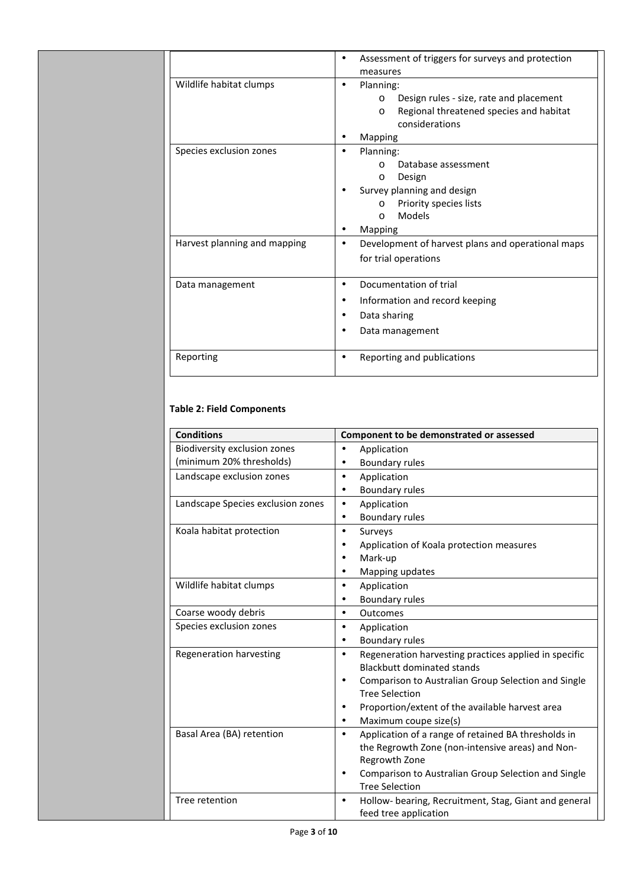| | |
|---|---|
| | • Assessment of triggers for surveys and protection measures |
| Wildlife habitat clumps | • Planning:<br>o Design rules - size, rate and placement<br>o Regional threatened species and habitat considerations<br>• Mapping |
| Species exclusion zones | • Planning:<br>o Database assessment<br>o Design<br>• Survey planning and design<br>o Priority species lists<br>o Models<br>• Mapping |
| Harvest planning and mapping | • Development of harvest plans and operational maps for trial operations |
| Data management | • Documentation of trial<br>• Information and record keeping<br>• Data sharing<br>• Data management |
| Reporting | • Reporting and publications |

**Table 2: Field Components**

| Conditions | Component to be demonstrated or assessed |
|---|---|
| Biodiversity exclusion zones (minimum 20% thresholds) | • Application<br>• Boundary rules |
| Landscape exclusion zones | • Application<br>• Boundary rules |
| Landscape Species exclusion zones | • Application<br>• Boundary rules |
| Koala habitat protection | • Surveys<br>• Application of Koala protection measures<br>• Mark-up<br>• Mapping updates |
| Wildlife habitat clumps | • Application<br>• Boundary rules |
| Coarse woody debris | • Outcomes |
| Species exclusion zones | • Application<br>• Boundary rules |
| Regeneration harvesting | • Regeneration harvesting practices applied in specific Blackbutt dominated stands<br>• Comparison to Australian Group Selection and Single Tree Selection<br>• Proportion/extent of the available harvest area<br>• Maximum coupe size(s) |
| Basal Area (BA) retention | • Application of a range of retained BA thresholds in the Regrowth Zone (non-intensive areas) and Non-Regrowth Zone<br>• Comparison to Australian Group Selection and Single Tree Selection |
| Tree retention | • Hollow- bearing, Recruitment, Stag, Giant and general feed tree application |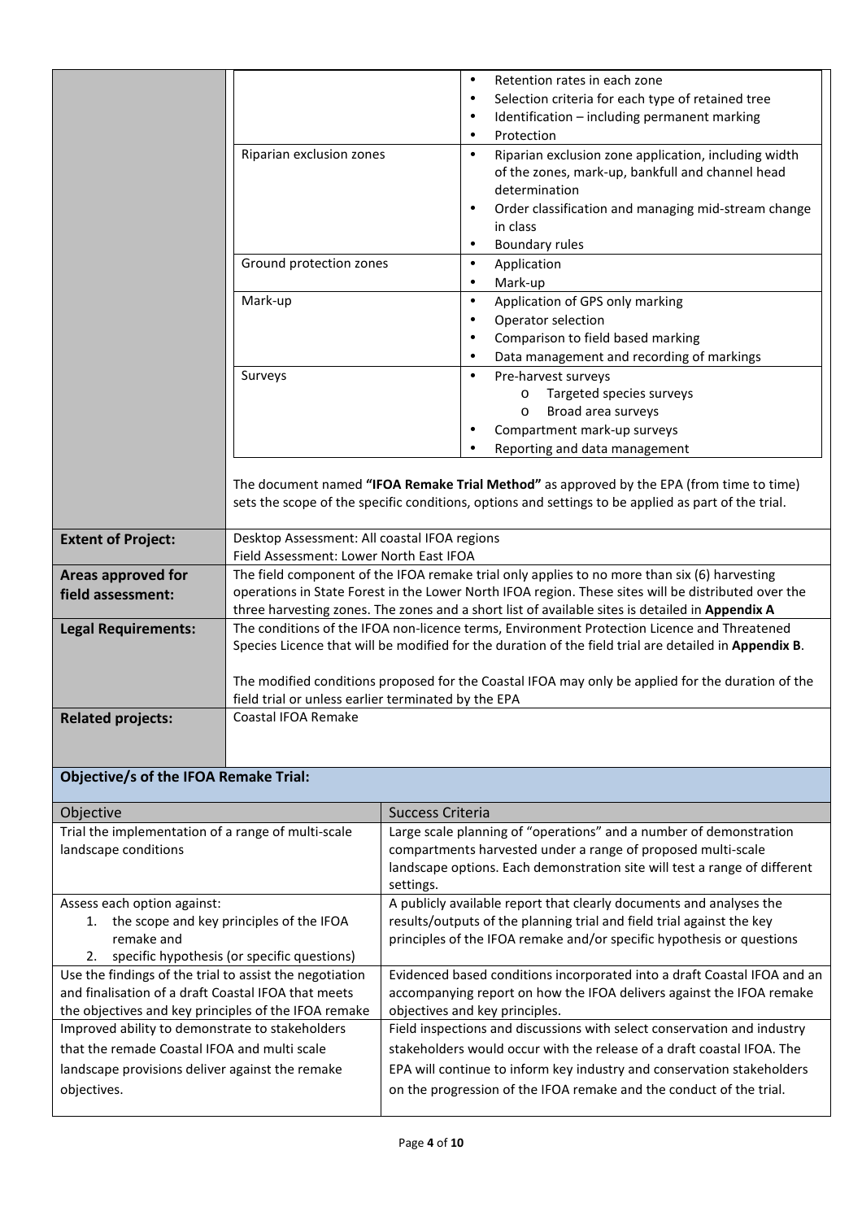| | | |
|---|---|---|
| | | • Retention rates in each zone<br>• Selection criteria for each type of retained tree<br>• Identification – including permanent marking<br>• Protection |
| | Riparian exclusion zones | • Riparian exclusion zone application, including width of the zones, mark-up, bankfull and channel head determination<br>• Order classification and managing mid-stream change in class<br>• Boundary rules |
| | Ground protection zones | • Application<br>• Mark-up |
| | Mark-up | • Application of GPS only marking<br>• Operator selection<br>• Comparison to field based marking<br>• Data management and recording of markings |
| | Surveys | • Pre-harvest surveys<br>  o Targeted species surveys<br>  o Broad area surveys<br>• Compartment mark-up surveys<br>• Reporting and data management |
| | The document named **"IFOA Remake Trial Method"** as approved by the EPA (from time to time) sets the scope of the specific conditions, options and settings to be applied as part of the trial. | |
| **Extent of Project:** | Desktop Assessment: All coastal IFOA regions<br>Field Assessment: Lower North East IFOA | |
| **Areas approved for field assessment:** | The field component of the IFOA remake trial only applies to no more than six (6) harvesting operations in State Forest in the Lower North IFOA region. These sites will be distributed over the three harvesting zones. The zones and a short list of available sites is detailed in **Appendix A** | |
| **Legal Requirements:** | The conditions of the IFOA non-licence terms, Environment Protection Licence and Threatened Species Licence that will be modified for the duration of the field trial are detailed in **Appendix B**.<br><br>The modified conditions proposed for the Coastal IFOA may only be applied for the duration of the field trial or unless earlier terminated by the EPA | |
| **Related projects:** | Coastal IFOA Remake | |

**Objective/s of the IFOA Remake Trial:**

| Objective | Success Criteria |
|---|---|
| Trial the implementation of a range of multi-scale landscape conditions | Large scale planning of "operations" and a number of demonstration compartments harvested under a range of proposed multi-scale landscape options. Each demonstration site will test a range of different settings. |
| Assess each option against:<br>1. the scope and key principles of the IFOA remake and<br>2. specific hypothesis (or specific questions) | A publicly available report that clearly documents and analyses the results/outputs of the planning trial and field trial against the key principles of the IFOA remake and/or specific hypothesis or questions |
| Use the findings of the trial to assist the negotiation and finalisation of a draft Coastal IFOA that meets the objectives and key principles of the IFOA remake | Evidenced based conditions incorporated into a draft Coastal IFOA and an accompanying report on how the IFOA delivers against the IFOA remake objectives and key principles. |
| Improved ability to demonstrate to stakeholders that the remade Coastal IFOA and multi scale landscape provisions deliver against the remake objectives. | Field inspections and discussions with select conservation and industry stakeholders would occur with the release of a draft coastal IFOA. The EPA will continue to inform key industry and conservation stakeholders on the progression of the IFOA remake and the conduct of the trial. |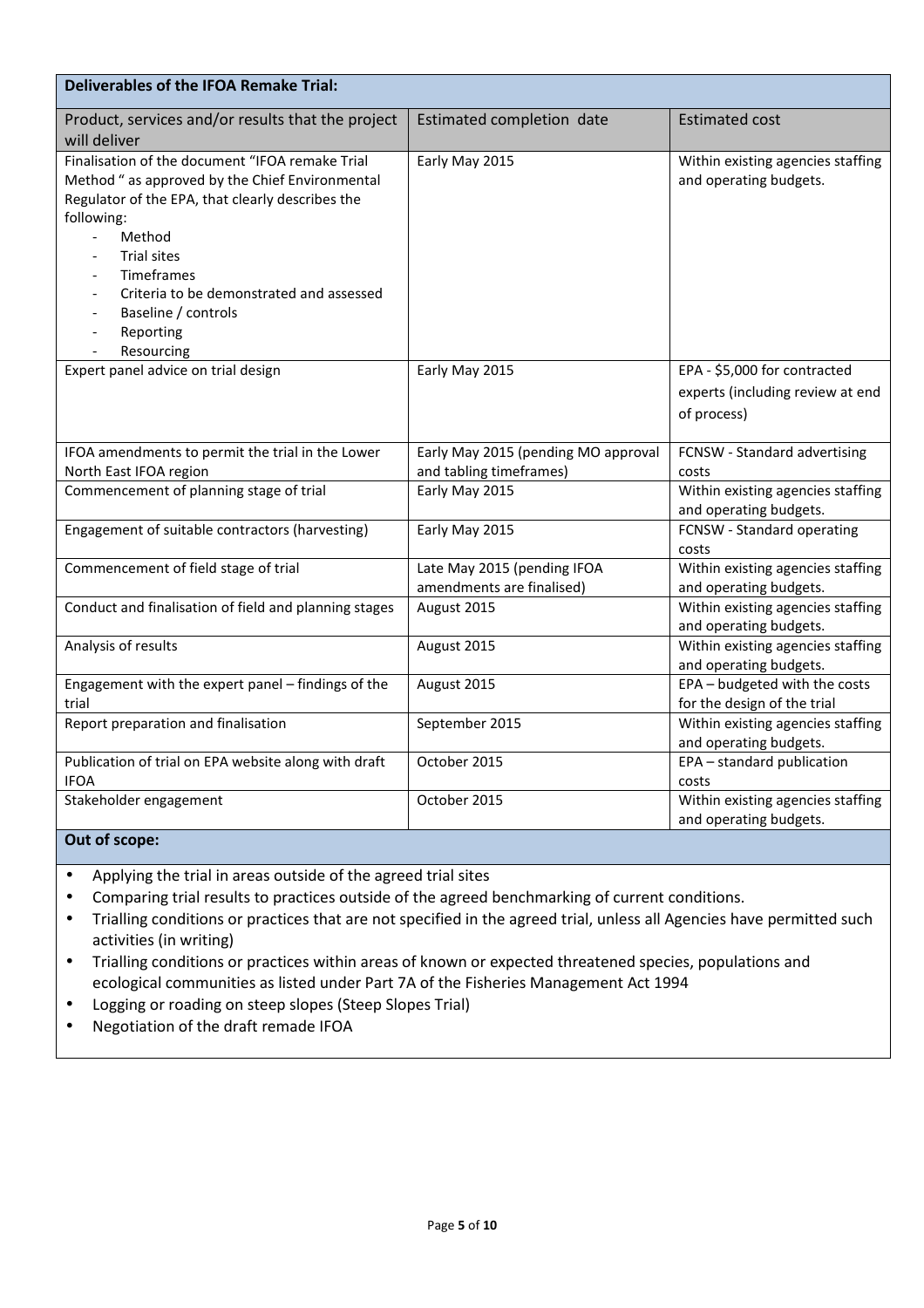**Deliverables of the IFOA Remake Trial:**

| Product, services and/or results that the project will deliver | Estimated completion date | Estimated cost |
|---|---|---|
| Finalisation of the document "IFOA remake Trial Method " as approved by the Chief Environmental Regulator of the EPA, that clearly describes the following:<br>- Method<br>- Trial sites<br>- Timeframes<br>- Criteria to be demonstrated and assessed<br>- Baseline / controls<br>- Reporting<br>- Resourcing | Early May 2015 | Within existing agencies staffing and operating budgets. |
| Expert panel advice on trial design | Early May 2015 | EPA - $5,000 for contracted experts (including review at end of process) |
| IFOA amendments to permit the trial in the Lower North East IFOA region | Early May 2015 (pending MO approval and tabling timeframes) | FCNSW - Standard advertising costs |
| Commencement of planning stage of trial | Early May 2015 | Within existing agencies staffing and operating budgets. |
| Engagement of suitable contractors (harvesting) | Early May 2015 | FCNSW - Standard operating costs |
| Commencement of field stage of trial | Late May 2015 (pending IFOA amendments are finalised) | Within existing agencies staffing and operating budgets. |
| Conduct and finalisation of field and planning stages | August 2015 | Within existing agencies staffing and operating budgets. |
| Analysis of results | August 2015 | Within existing agencies staffing and operating budgets. |
| Engagement with the expert panel – findings of the trial | August 2015 | EPA – budgeted with the costs for the design of the trial |
| Report preparation and finalisation | September 2015 | Within existing agencies staffing and operating budgets. |
| Publication of trial on EPA website along with draft IFOA | October 2015 | EPA – standard publication costs |
| Stakeholder engagement | October 2015 | Within existing agencies staffing and operating budgets. |

**Out of scope:**

- Applying the trial in areas outside of the agreed trial sites
- Comparing trial results to practices outside of the agreed benchmarking of current conditions.
- Trialling conditions or practices that are not specified in the agreed trial, unless all Agencies have permitted such activities (in writing)
- Trialling conditions or practices within areas of known or expected threatened species, populations and ecological communities as listed under Part 7A of the Fisheries Management Act 1994
- Logging or roading on steep slopes (Steep Slopes Trial)
- Negotiation of the draft remade IFOA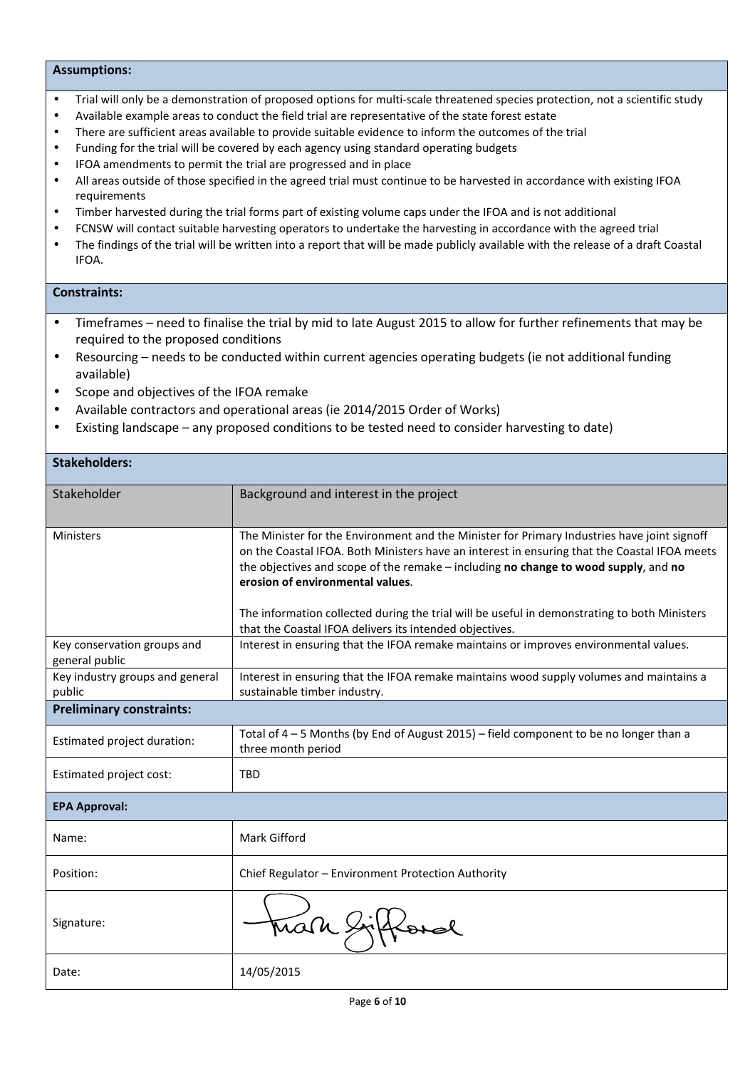### Assumptions:

- Trial will only be a demonstration of proposed options for multi-scale threatened species protection, not a scientific study
- Available example areas to conduct the field trial are representative of the state forest estate
- There are sufficient areas available to provide suitable evidence to inform the outcomes of the trial
- Funding for the trial will be covered by each agency using standard operating budgets
- IFOA amendments to permit the trial are progressed and in place
- All areas outside of those specified in the agreed trial must continue to be harvested in accordance with existing IFOA requirements
- Timber harvested during the trial forms part of existing volume caps under the IFOA and is not additional
- FCNSW will contact suitable harvesting operators to undertake the harvesting in accordance with the agreed trial
- The findings of the trial will be written into a report that will be made publicly available with the release of a draft Coastal IFOA.

### Constraints:

- Timeframes – need to finalise the trial by mid to late August 2015 to allow for further refinements that may be required to the proposed conditions
- Resourcing – needs to be conducted within current agencies operating budgets (ie not additional funding available)
- Scope and objectives of the IFOA remake
- Available contractors and operational areas (ie 2014/2015 Order of Works)
- Existing landscape – any proposed conditions to be tested need to consider harvesting to date)

### Stakeholders:

| Stakeholder | Background and interest in the project |
|---|---|
| Ministers | The Minister for the Environment and the Minister for Primary Industries have joint signoff on the Coastal IFOA. Both Ministers have an interest in ensuring that the Coastal IFOA meets the objectives and scope of the remake – including **no change to wood supply**, and **no erosion of environmental values**.<br><br>The information collected during the trial will be useful in demonstrating to both Ministers that the Coastal IFOA delivers its intended objectives. |
| Key conservation groups and general public | Interest in ensuring that the IFOA remake maintains or improves environmental values. |
| Key industry groups and general public | Interest in ensuring that the IFOA remake maintains wood supply volumes and maintains a sustainable timber industry. |

### Preliminary constraints:

| | |
|---|---|
| Estimated project duration: | Total of 4 – 5 Months (by End of August 2015) – field component to be no longer than a three month period |
| Estimated project cost: | TBD |

### EPA Approval:

| | |
|---|---|
| Name: | Mark Gifford |
| Position: | Chief Regulator – Environment Protection Authority |
| Signature: | Mark Gifford |
| Date: | 14/05/2015 |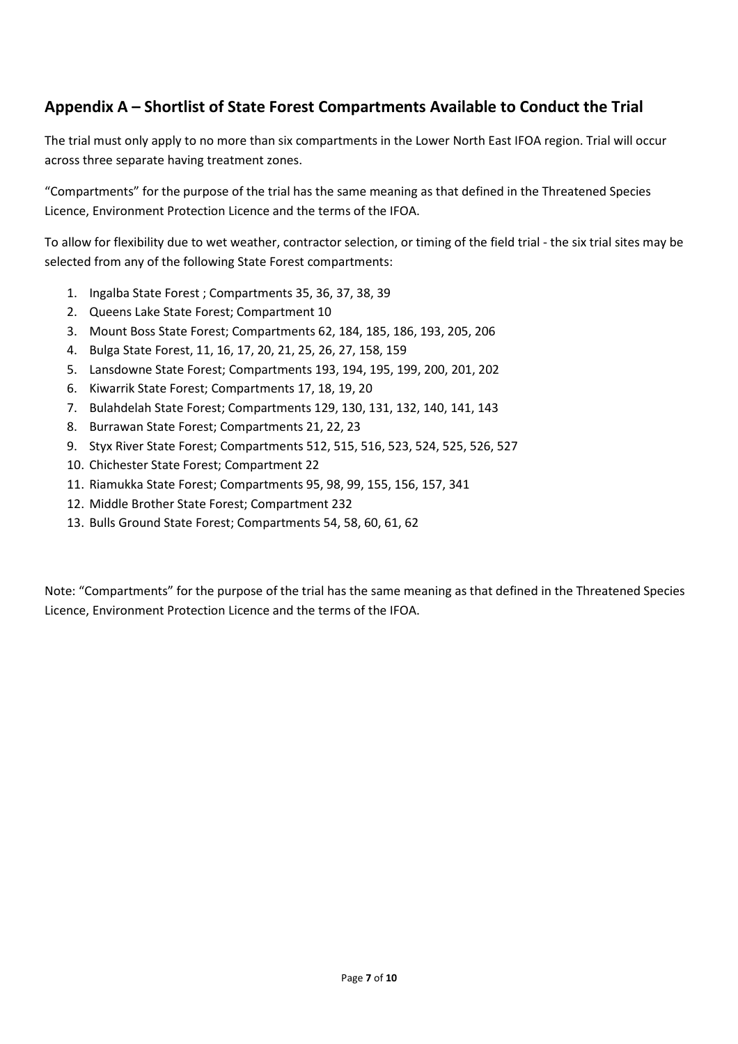## Appendix A – Shortlist of State Forest Compartments Available to Conduct the Trial

The trial must only apply to no more than six compartments in the Lower North East IFOA region. Trial will occur across three separate having treatment zones.

"Compartments" for the purpose of the trial has the same meaning as that defined in the Threatened Species Licence, Environment Protection Licence and the terms of the IFOA.

To allow for flexibility due to wet weather, contractor selection, or timing of the field trial - the six trial sites may be selected from any of the following State Forest compartments:

1. Ingalba State Forest ; Compartments 35, 36, 37, 38, 39
2. Queens Lake State Forest; Compartment 10
3. Mount Boss State Forest; Compartments 62, 184, 185, 186, 193, 205, 206
4. Bulga State Forest, 11, 16, 17, 20, 21, 25, 26, 27, 158, 159
5. Lansdowne State Forest; Compartments 193, 194, 195, 199, 200, 201, 202
6. Kiwarrik State Forest; Compartments 17, 18, 19, 20
7. Bulahdelah State Forest; Compartments 129, 130, 131, 132, 140, 141, 143
8. Burrawan State Forest; Compartments 21, 22, 23
9. Styx River State Forest; Compartments 512, 515, 516, 523, 524, 525, 526, 527
10. Chichester State Forest; Compartment 22
11. Riamukka State Forest; Compartments 95, 98, 99, 155, 156, 157, 341
12. Middle Brother State Forest; Compartment 232
13. Bulls Ground State Forest; Compartments 54, 58, 60, 61, 62

Note: "Compartments" for the purpose of the trial has the same meaning as that defined in the Threatened Species Licence, Environment Protection Licence and the terms of the IFOA.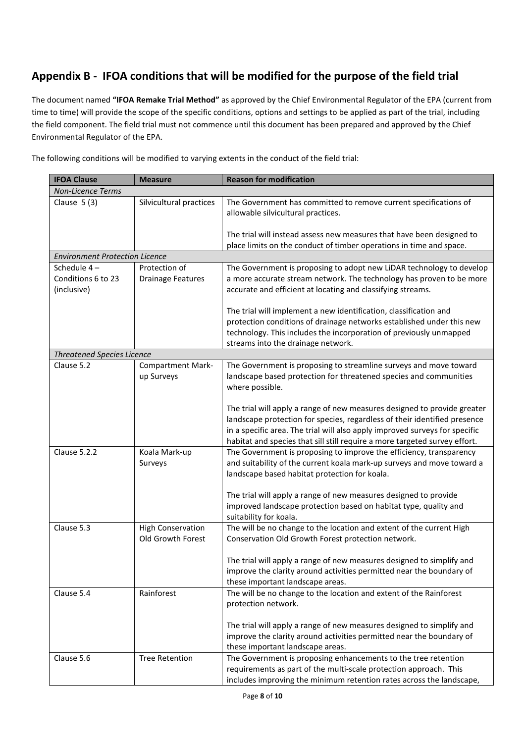## Appendix B - IFOA conditions that will be modified for the purpose of the field trial

The document named **"IFOA Remake Trial Method"** as approved by the Chief Environmental Regulator of the EPA (current from time to time) will provide the scope of the specific conditions, options and settings to be applied as part of the trial, including the field component. The field trial must not commence until this document has been prepared and approved by the Chief Environmental Regulator of the EPA.

The following conditions will be modified to varying extents in the conduct of the field trial:

| IFOA Clause | Measure | Reason for modification |
|---|---|---|
| *Non-Licence Terms* | | |
| Clause 5 (3) | Silvicultural practices | The Government has committed to remove current specifications of allowable silvicultural practices.<br><br>The trial will instead assess new measures that have been designed to place limits on the conduct of timber operations in time and space. |
| *Environment Protection Licence* | | |
| Schedule 4 – Conditions 6 to 23 (inclusive) | Protection of Drainage Features | The Government is proposing to adopt new LiDAR technology to develop a more accurate stream network. The technology has proven to be more accurate and efficient at locating and classifying streams.<br><br>The trial will implement a new identification, classification and protection conditions of drainage networks established under this new technology. This includes the incorporation of previously unmapped streams into the drainage network. |
| *Threatened Species Licence* | | |
| Clause 5.2 | Compartment Mark-up Surveys | The Government is proposing to streamline surveys and move toward landscape based protection for threatened species and communities where possible.<br><br>The trial will apply a range of new measures designed to provide greater landscape protection for species, regardless of their identified presence in a specific area. The trial will also apply improved surveys for specific habitat and species that sill still require a more targeted survey effort. |
| Clause 5.2.2 | Koala Mark-up Surveys | The Government is proposing to improve the efficiency, transparency and suitability of the current koala mark-up surveys and move toward a landscape based habitat protection for koala.<br><br>The trial will apply a range of new measures designed to provide improved landscape protection based on habitat type, quality and suitability for koala. |
| Clause 5.3 | High Conservation Old Growth Forest | The will be no change to the location and extent of the current High Conservation Old Growth Forest protection network.<br><br>The trial will apply a range of new measures designed to simplify and improve the clarity around activities permitted near the boundary of these important landscape areas. |
| Clause 5.4 | Rainforest | The will be no change to the location and extent of the Rainforest protection network.<br><br>The trial will apply a range of new measures designed to simplify and improve the clarity around activities permitted near the boundary of these important landscape areas. |
| Clause 5.6 | Tree Retention | The Government is proposing enhancements to the tree retention requirements as part of the multi-scale protection approach. This includes improving the minimum retention rates across the landscape, |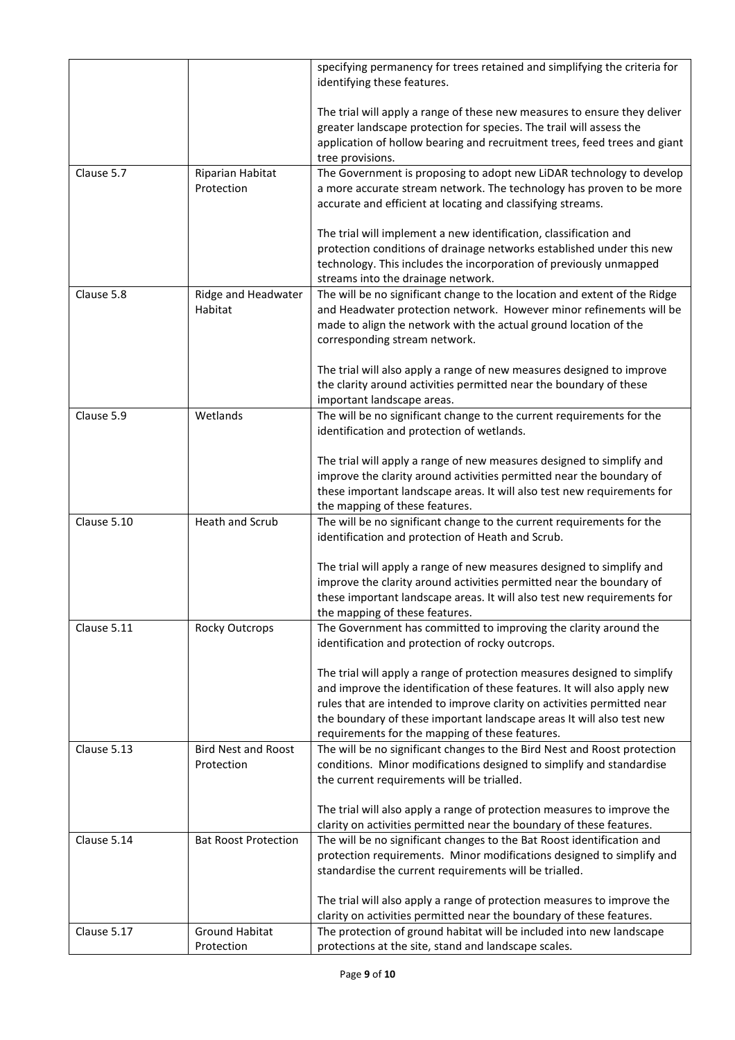| | | |
|---|---|---|
| | | specifying permanency for trees retained and simplifying the criteria for identifying these features.<br><br>The trial will apply a range of these new measures to ensure they deliver greater landscape protection for species. The trail will assess the application of hollow bearing and recruitment trees, feed trees and giant tree provisions. |
| Clause 5.7 | Riparian Habitat Protection | The Government is proposing to adopt new LiDAR technology to develop a more accurate stream network. The technology has proven to be more accurate and efficient at locating and classifying streams.<br><br>The trial will implement a new identification, classification and protection conditions of drainage networks established under this new technology. This includes the incorporation of previously unmapped streams into the drainage network. |
| Clause 5.8 | Ridge and Headwater Habitat | The will be no significant change to the location and extent of the Ridge and Headwater protection network. However minor refinements will be made to align the network with the actual ground location of the corresponding stream network.<br><br>The trial will also apply a range of new measures designed to improve the clarity around activities permitted near the boundary of these important landscape areas. |
| Clause 5.9 | Wetlands | The will be no significant change to the current requirements for the identification and protection of wetlands.<br><br>The trial will apply a range of new measures designed to simplify and improve the clarity around activities permitted near the boundary of these important landscape areas. It will also test new requirements for the mapping of these features. |
| Clause 5.10 | Heath and Scrub | The will be no significant change to the current requirements for the identification and protection of Heath and Scrub.<br><br>The trial will apply a range of new measures designed to simplify and improve the clarity around activities permitted near the boundary of these important landscape areas. It will also test new requirements for the mapping of these features. |
| Clause 5.11 | Rocky Outcrops | The Government has committed to improving the clarity around the identification and protection of rocky outcrops.<br><br>The trial will apply a range of protection measures designed to simplify and improve the identification of these features. It will also apply new rules that are intended to improve clarity on activities permitted near the boundary of these important landscape areas It will also test new requirements for the mapping of these features. |
| Clause 5.13 | Bird Nest and Roost Protection | The will be no significant changes to the Bird Nest and Roost protection conditions. Minor modifications designed to simplify and standardise the current requirements will be trialled.<br><br>The trial will also apply a range of protection measures to improve the clarity on activities permitted near the boundary of these features. |
| Clause 5.14 | Bat Roost Protection | The will be no significant changes to the Bat Roost identification and protection requirements. Minor modifications designed to simplify and standardise the current requirements will be trialled.<br><br>The trial will also apply a range of protection measures to improve the clarity on activities permitted near the boundary of these features. |
| Clause 5.17 | Ground Habitat Protection | The protection of ground habitat will be included into new landscape protections at the site, stand and landscape scales. |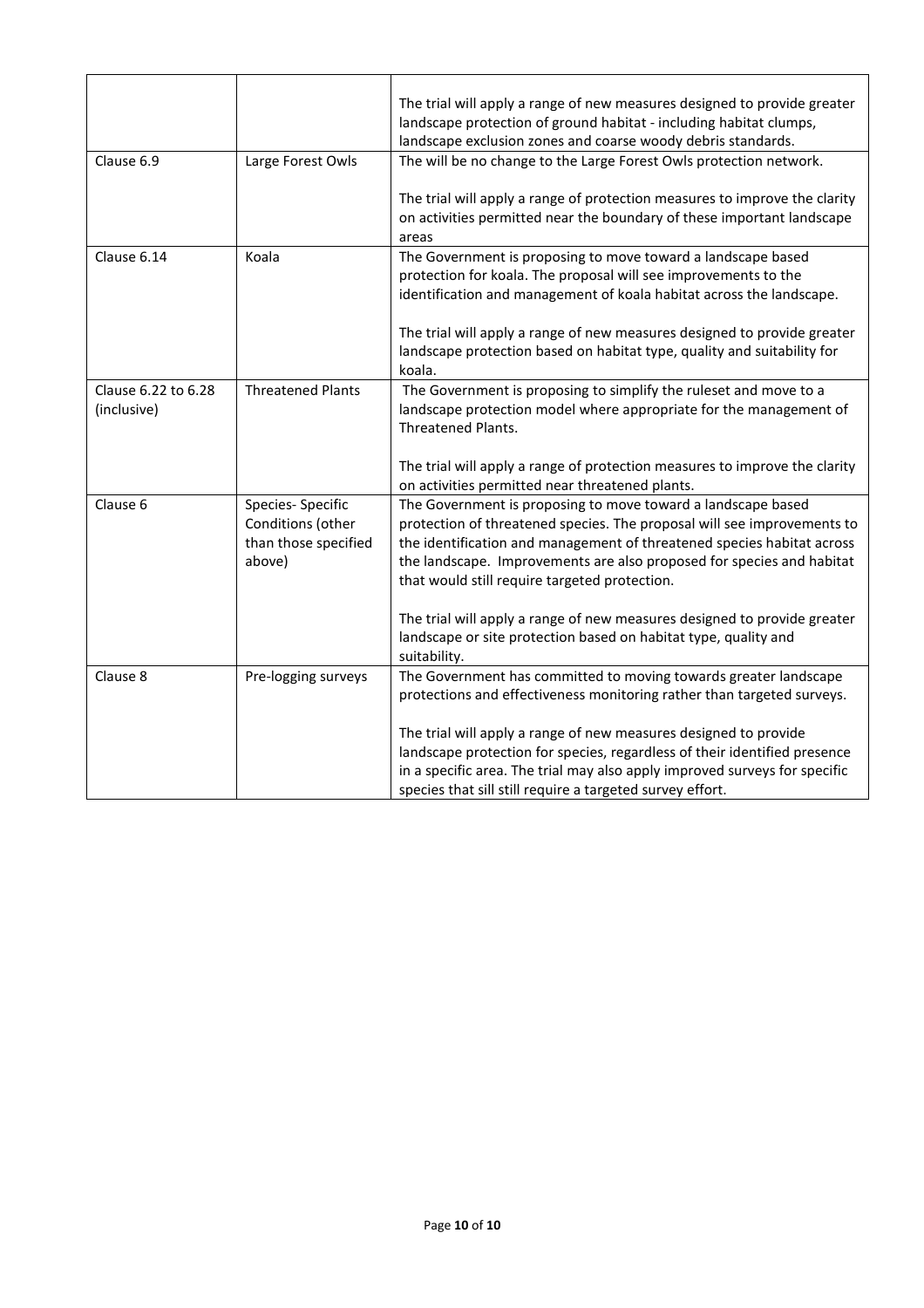| | | |
|---|---|---|
| | | The trial will apply a range of new measures designed to provide greater landscape protection of ground habitat - including habitat clumps, landscape exclusion zones and coarse woody debris standards. |
| Clause 6.9 | Large Forest Owls | The will be no change to the Large Forest Owls protection network.<br><br>The trial will apply a range of protection measures to improve the clarity on activities permitted near the boundary of these important landscape areas |
| Clause 6.14 | Koala | The Government is proposing to move toward a landscape based protection for koala. The proposal will see improvements to the identification and management of koala habitat across the landscape.<br><br>The trial will apply a range of new measures designed to provide greater landscape protection based on habitat type, quality and suitability for koala. |
| Clause 6.22 to 6.28 (inclusive) | Threatened Plants | The Government is proposing to simplify the ruleset and move to a landscape protection model where appropriate for the management of Threatened Plants.<br><br>The trial will apply a range of protection measures to improve the clarity on activities permitted near threatened plants. |
| Clause 6 | Species- Specific Conditions (other than those specified above) | The Government is proposing to move toward a landscape based protection of threatened species. The proposal will see improvements to the identification and management of threatened species habitat across the landscape. Improvements are also proposed for species and habitat that would still require targeted protection.<br><br>The trial will apply a range of new measures designed to provide greater landscape or site protection based on habitat type, quality and suitability. |
| Clause 8 | Pre-logging surveys | The Government has committed to moving towards greater landscape protections and effectiveness monitoring rather than targeted surveys.<br><br>The trial will apply a range of new measures designed to provide landscape protection for species, regardless of their identified presence in a specific area. The trial may also apply improved surveys for specific species that sill still require a targeted survey effort. |